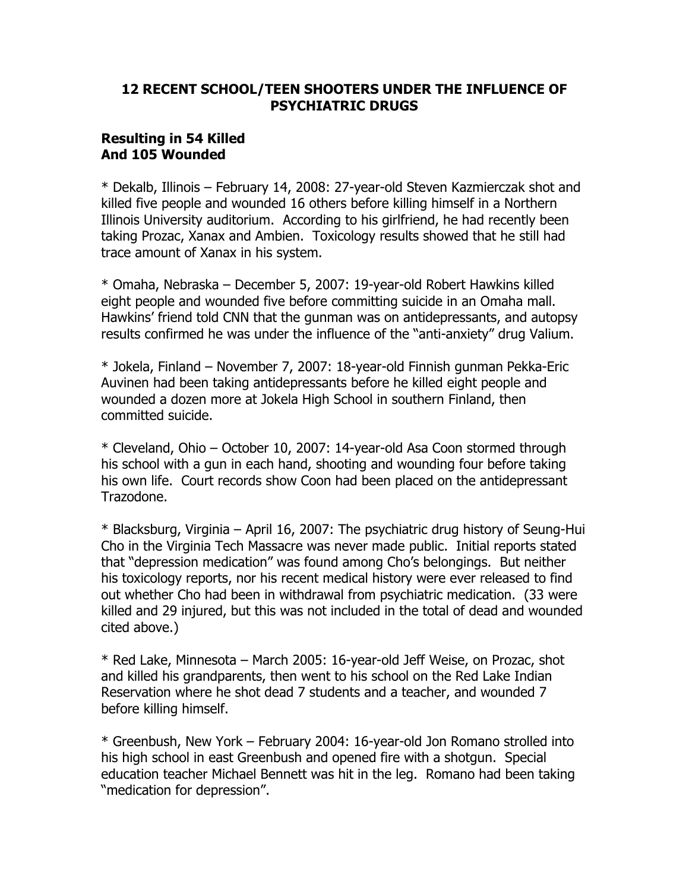## 12 RECENT SCHOOL/TEEN SHOOTERS UNDER THE INFLUENCE OF PSYCHIATRIC DRUGS

**Resulting in 54 Killed**
**And 105 Wounded**

* Dekalb, Illinois – February 14, 2008: 27-year-old Steven Kazmierczak shot and killed five people and wounded 16 others before killing himself in a Northern Illinois University auditorium. According to his girlfriend, he had recently been taking Prozac, Xanax and Ambien. Toxicology results showed that he still had trace amount of Xanax in his system.

* Omaha, Nebraska – December 5, 2007: 19-year-old Robert Hawkins killed eight people and wounded five before committing suicide in an Omaha mall. Hawkins' friend told CNN that the gunman was on antidepressants, and autopsy results confirmed he was under the influence of the "anti-anxiety" drug Valium.

* Jokela, Finland – November 7, 2007: 18-year-old Finnish gunman Pekka-Eric Auvinen had been taking antidepressants before he killed eight people and wounded a dozen more at Jokela High School in southern Finland, then committed suicide.

* Cleveland, Ohio – October 10, 2007: 14-year-old Asa Coon stormed through his school with a gun in each hand, shooting and wounding four before taking his own life. Court records show Coon had been placed on the antidepressant Trazodone.

* Blacksburg, Virginia – April 16, 2007: The psychiatric drug history of Seung-Hui Cho in the Virginia Tech Massacre was never made public. Initial reports stated that "depression medication" was found among Cho's belongings. But neither his toxicology reports, nor his recent medical history were ever released to find out whether Cho had been in withdrawal from psychiatric medication. (33 were killed and 29 injured, but this was not included in the total of dead and wounded cited above.)

* Red Lake, Minnesota – March 2005: 16-year-old Jeff Weise, on Prozac, shot and killed his grandparents, then went to his school on the Red Lake Indian Reservation where he shot dead 7 students and a teacher, and wounded 7 before killing himself.

* Greenbush, New York – February 2004: 16-year-old Jon Romano strolled into his high school in east Greenbush and opened fire with a shotgun. Special education teacher Michael Bennett was hit in the leg. Romano had been taking "medication for depression".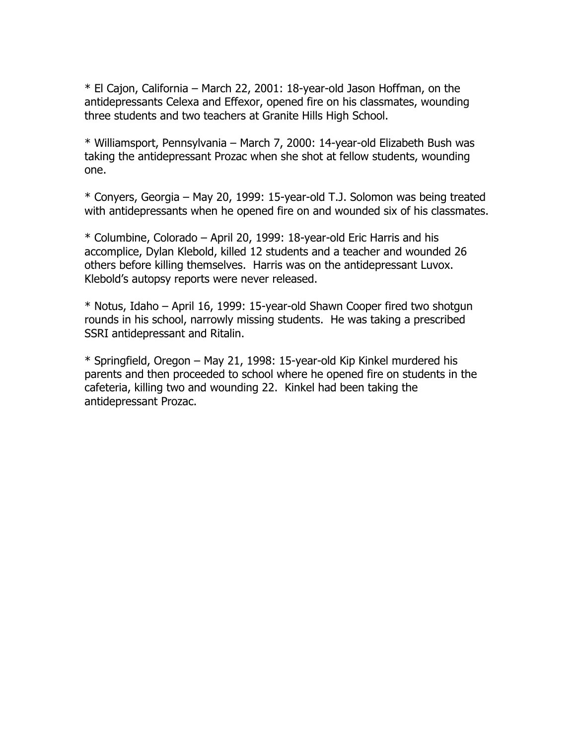* El Cajon, California – March 22, 2001: 18-year-old Jason Hoffman, on the antidepressants Celexa and Effexor, opened fire on his classmates, wounding three students and two teachers at Granite Hills High School.

* Williamsport, Pennsylvania – March 7, 2000: 14-year-old Elizabeth Bush was taking the antidepressant Prozac when she shot at fellow students, wounding one.

* Conyers, Georgia – May 20, 1999: 15-year-old T.J. Solomon was being treated with antidepressants when he opened fire on and wounded six of his classmates.

* Columbine, Colorado – April 20, 1999: 18-year-old Eric Harris and his accomplice, Dylan Klebold, killed 12 students and a teacher and wounded 26 others before killing themselves. Harris was on the antidepressant Luvox. Klebold's autopsy reports were never released.

* Notus, Idaho – April 16, 1999: 15-year-old Shawn Cooper fired two shotgun rounds in his school, narrowly missing students. He was taking a prescribed SSRI antidepressant and Ritalin.

* Springfield, Oregon – May 21, 1998: 15-year-old Kip Kinkel murdered his parents and then proceeded to school where he opened fire on students in the cafeteria, killing two and wounding 22. Kinkel had been taking the antidepressant Prozac.